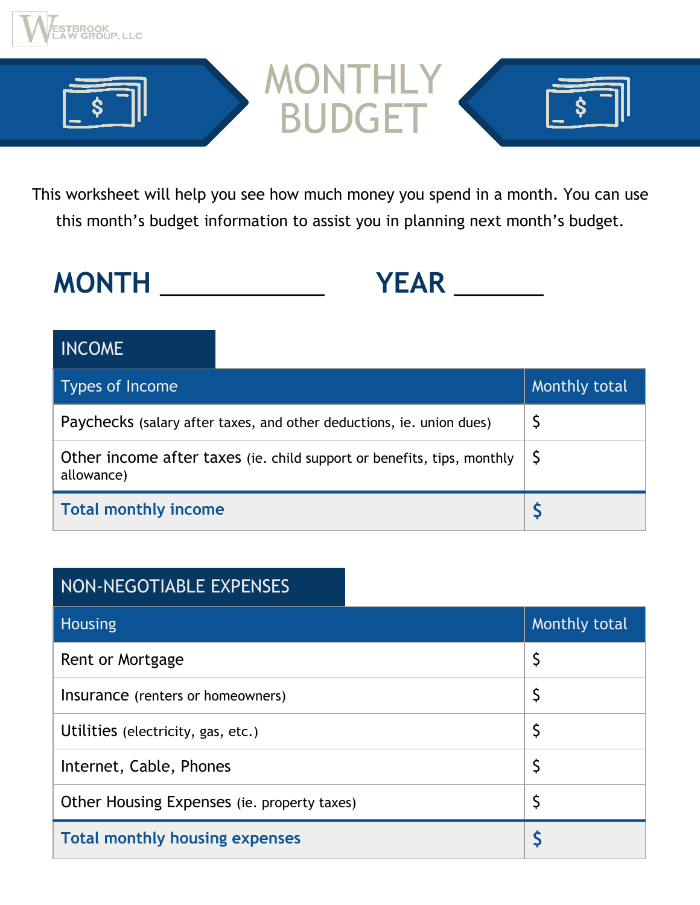WESTBROOK LAW GROUP, LLC

# MONTHLY BUDGET

This worksheet will help you see how much money you spend in a month. You can use this month's budget information to assist you in planning next month's budget.

**MONTH** ____________ **YEAR** ______

## INCOME

| Types of Income | Monthly total |
|---|---|
| Paychecks (salary after taxes, and other deductions, ie. union dues) | $ |
| Other income after taxes (ie. child support or benefits, tips, monthly allowance) | $ |
| **Total monthly income** | **$** |

## NON-NEGOTIABLE EXPENSES

| Housing | Monthly total |
|---|---|
| Rent or Mortgage | $ |
| Insurance (renters or homeowners) | $ |
| Utilities (electricity, gas, etc.) | $ |
| Internet, Cable, Phones | $ |
| Other Housing Expenses (ie. property taxes) | $ |
| **Total monthly housing expenses** | **$** |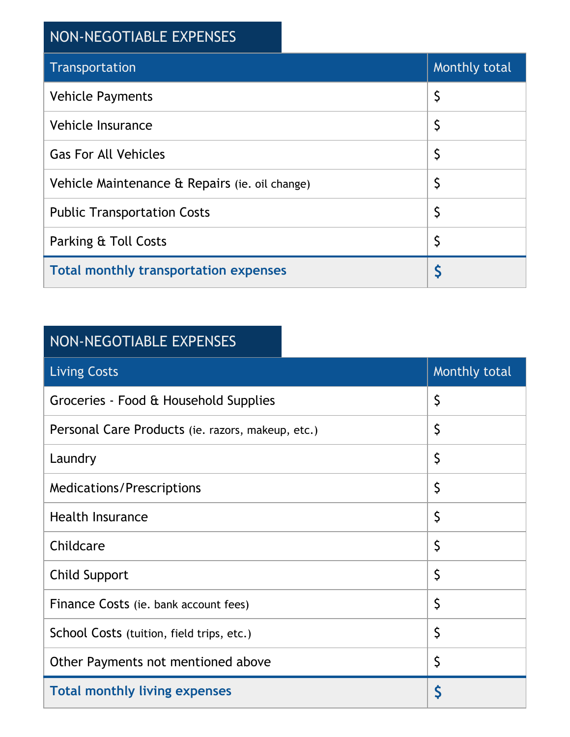## NON-NEGOTIABLE EXPENSES

| Transportation | Monthly total |
| --- | --- |
| Vehicle Payments | $ |
| Vehicle Insurance | $ |
| Gas For All Vehicles | $ |
| Vehicle Maintenance & Repairs (ie. oil change) | $ |
| Public Transportation Costs | $ |
| Parking & Toll Costs | $ |
| **Total monthly transportation expenses** | **$** |

## NON-NEGOTIABLE EXPENSES

| Living Costs | Monthly total |
| --- | --- |
| Groceries - Food & Household Supplies | $ |
| Personal Care Products (ie. razors, makeup, etc.) | $ |
| Laundry | $ |
| Medications/Prescriptions | $ |
| Health Insurance | $ |
| Childcare | $ |
| Child Support | $ |
| Finance Costs (ie. bank account fees) | $ |
| School Costs (tuition, field trips, etc.) | $ |
| Other Payments not mentioned above | $ |
| **Total monthly living expenses** | **$** |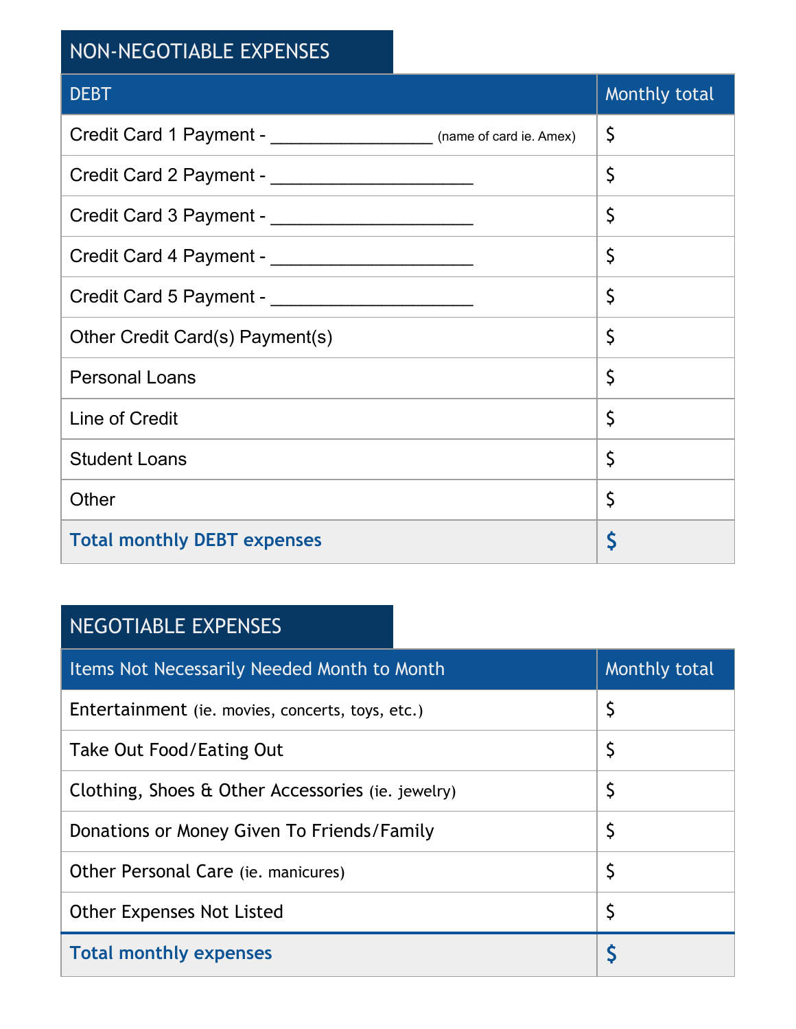## NON-NEGOTIABLE EXPENSES

| DEBT | Monthly total |
|---|---|
| Credit Card 1 Payment - ________________ (name of card ie. Amex) | $ |
| Credit Card 2 Payment - ____________________ | $ |
| Credit Card 3 Payment - ____________________ | $ |
| Credit Card 4 Payment - ____________________ | $ |
| Credit Card 5 Payment - ____________________ | $ |
| Other Credit Card(s) Payment(s) | $ |
| Personal Loans | $ |
| Line of Credit | $ |
| Student Loans | $ |
| Other | $ |
| **Total monthly DEBT expenses** | **$** |

## NEGOTIABLE EXPENSES

| Items Not Necessarily Needed Month to Month | Monthly total |
|---|---|
| Entertainment (ie. movies, concerts, toys, etc.) | $ |
| Take Out Food/Eating Out | $ |
| Clothing, Shoes & Other Accessories (ie. jewelry) | $ |
| Donations or Money Given To Friends/Family | $ |
| Other Personal Care (ie. manicures) | $ |
| Other Expenses Not Listed | $ |
| **Total monthly expenses** | **$** |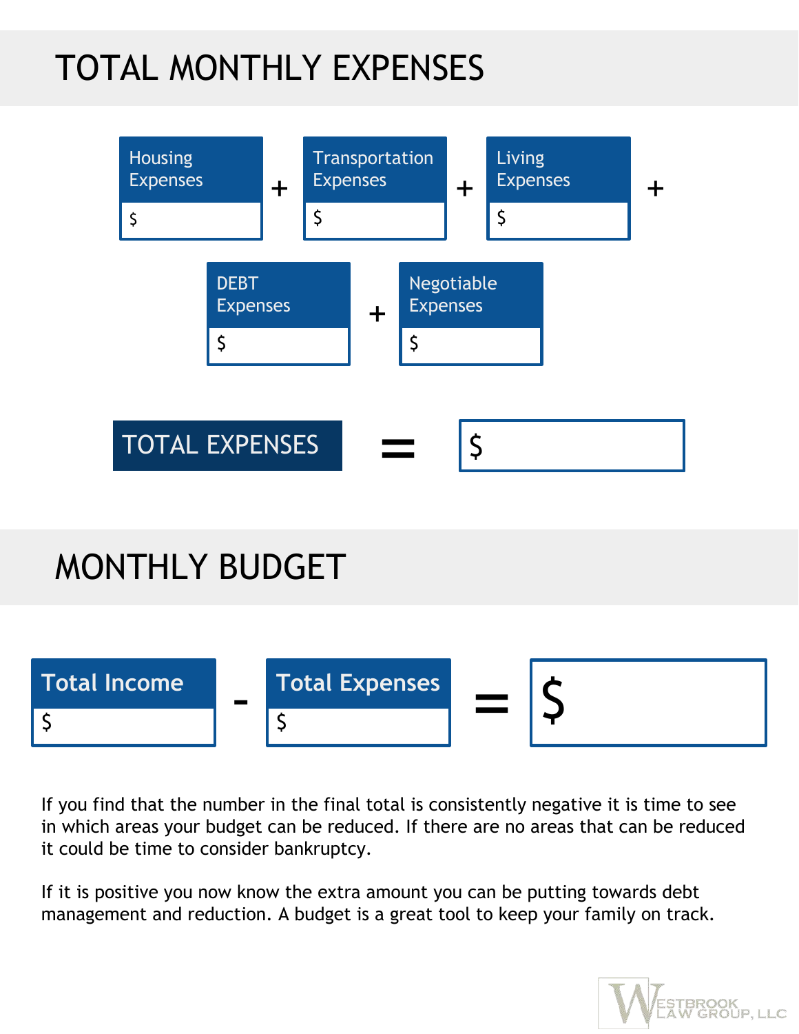# TOTAL MONTHLY EXPENSES

Housing Expenses
$

\+

Transportation Expenses
$

\+

Living Expenses
$

\+

DEBT Expenses
$

\+

Negotiable Expenses
$

TOTAL EXPENSES = $

# MONTHLY BUDGET

Total Income
$

\-

Total Expenses
$

= $

If you find that the number in the final total is consistently negative it is time to see in which areas your budget can be reduced. If there are no areas that can be reduced it could be time to consider bankruptcy.

If it is positive you now know the extra amount you can be putting towards debt management and reduction. A budget is a great tool to keep your family on track.

WESTBROOK LAW GROUP, LLC